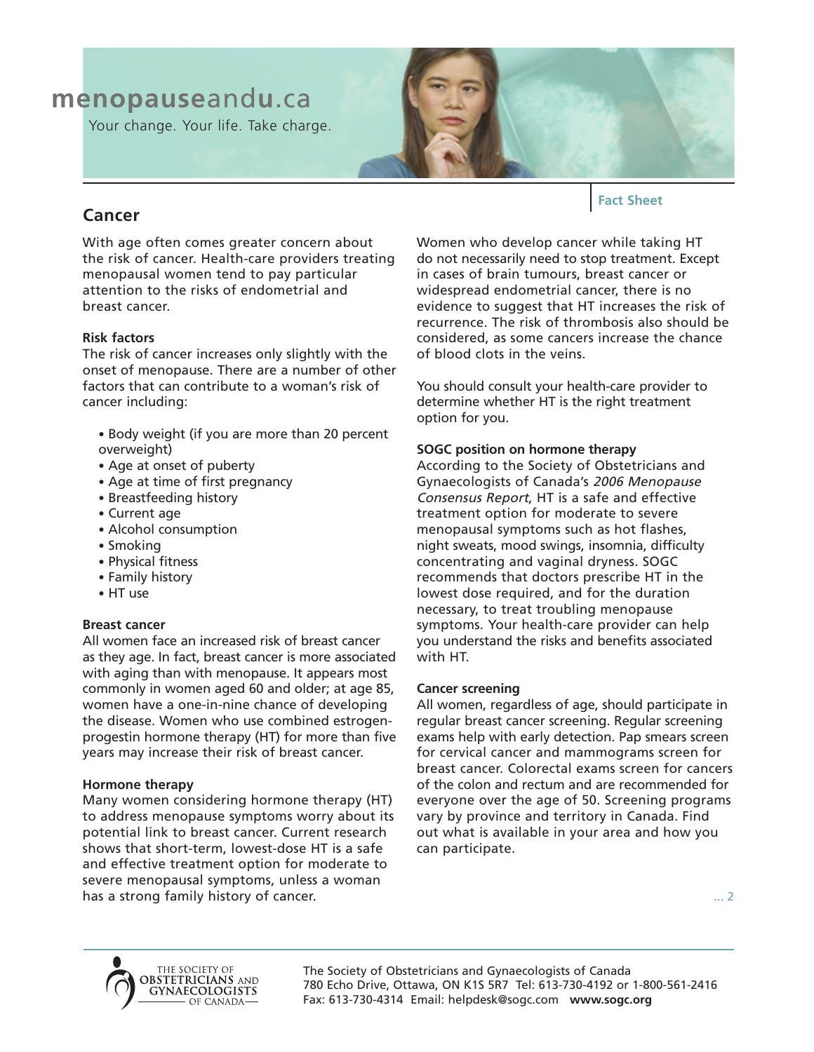menopauseandu.ca

Your change. Your life. Take charge.

Fact Sheet

# Cancer

With age often comes greater concern about the risk of cancer. Health-care providers treating menopausal women tend to pay particular attention to the risks of endometrial and breast cancer.

**Risk factors**

The risk of cancer increases only slightly with the onset of menopause. There are a number of other factors that can contribute to a woman's risk of cancer including:

- Body weight (if you are more than 20 percent overweight)
- Age at onset of puberty
- Age at time of first pregnancy
- Breastfeeding history
- Current age
- Alcohol consumption
- Smoking
- Physical fitness
- Family history
- HT use

**Breast cancer**

All women face an increased risk of breast cancer as they age. In fact, breast cancer is more associated with aging than with menopause. It appears most commonly in women aged 60 and older; at age 85, women have a one-in-nine chance of developing the disease. Women who use combined estrogen-progestin hormone therapy (HT) for more than five years may increase their risk of breast cancer.

**Hormone therapy**

Many women considering hormone therapy (HT) to address menopause symptoms worry about its potential link to breast cancer. Current research shows that short-term, lowest-dose HT is a safe and effective treatment option for moderate to severe menopausal symptoms, unless a woman has a strong family history of cancer.

Women who develop cancer while taking HT do not necessarily need to stop treatment. Except in cases of brain tumours, breast cancer or widespread endometrial cancer, there is no evidence to suggest that HT increases the risk of recurrence. The risk of thrombosis also should be considered, as some cancers increase the chance of blood clots in the veins.

You should consult your health-care provider to determine whether HT is the right treatment option for you.

**SOGC position on hormone therapy**

According to the Society of Obstetricians and Gynaecologists of Canada's *2006 Menopause Consensus Report*, HT is a safe and effective treatment option for moderate to severe menopausal symptoms such as hot flashes, night sweats, mood swings, insomnia, difficulty concentrating and vaginal dryness. SOGC recommends that doctors prescribe HT in the lowest dose required, and for the duration necessary, to treat troubling menopause symptoms. Your health-care provider can help you understand the risks and benefits associated with HT.

**Cancer screening**

All women, regardless of age, should participate in regular breast cancer screening. Regular screening exams help with early detection. Pap smears screen for cervical cancer and mammograms screen for breast cancer. Colorectal exams screen for cancers of the colon and rectum and are recommended for everyone over the age of 50. Screening programs vary by province and territory in Canada. Find out what is available in your area and how you can participate.

... 2

The Society of Obstetricians and Gynaecologists of Canada
780 Echo Drive, Ottawa, ON K1S 5R7 Tel: 613-730-4192 or 1-800-561-2416
Fax: 613-730-4314 Email: helpdesk@sogc.com **www.sogc.org**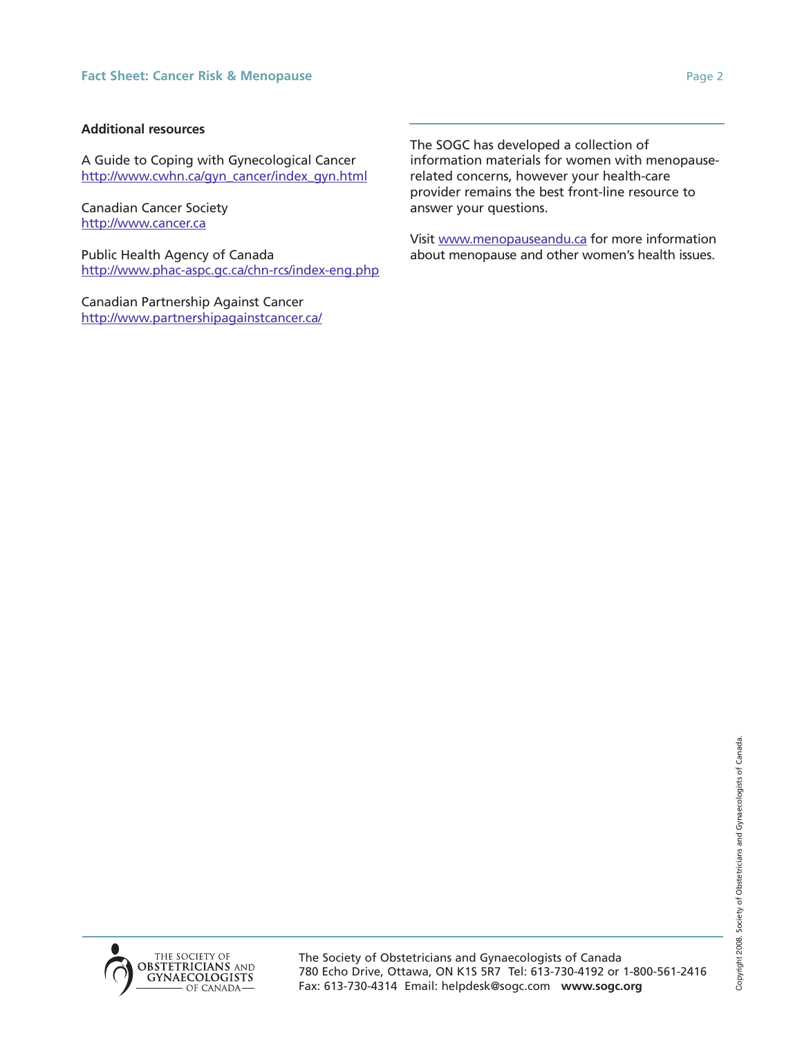**Additional resources**

A Guide to Coping with Gynecological Cancer
http://www.cwhn.ca/gyn_cancer/index_gyn.html

Canadian Cancer Society
http://www.cancer.ca

Public Health Agency of Canada
http://www.phac-aspc.gc.ca/chn-rcs/index-eng.php

Canadian Partnership Against Cancer
http://www.partnershipagainstcancer.ca/

The SOGC has developed a collection of information materials for women with menopause-related concerns, however your health-care provider remains the best front-line resource to answer your questions.

Visit www.menopauseandu.ca for more information about menopause and other women's health issues.

The Society of Obstetricians and Gynaecologists of Canada
780 Echo Drive, Ottawa, ON K1S 5R7 Tel: 613-730-4192 or 1-800-561-2416
Fax: 613-730-4314 Email: helpdesk@sogc.com **www.sogc.org**

Copyright 2008. Society of Obstetricians and Gynaecologists of Canada.